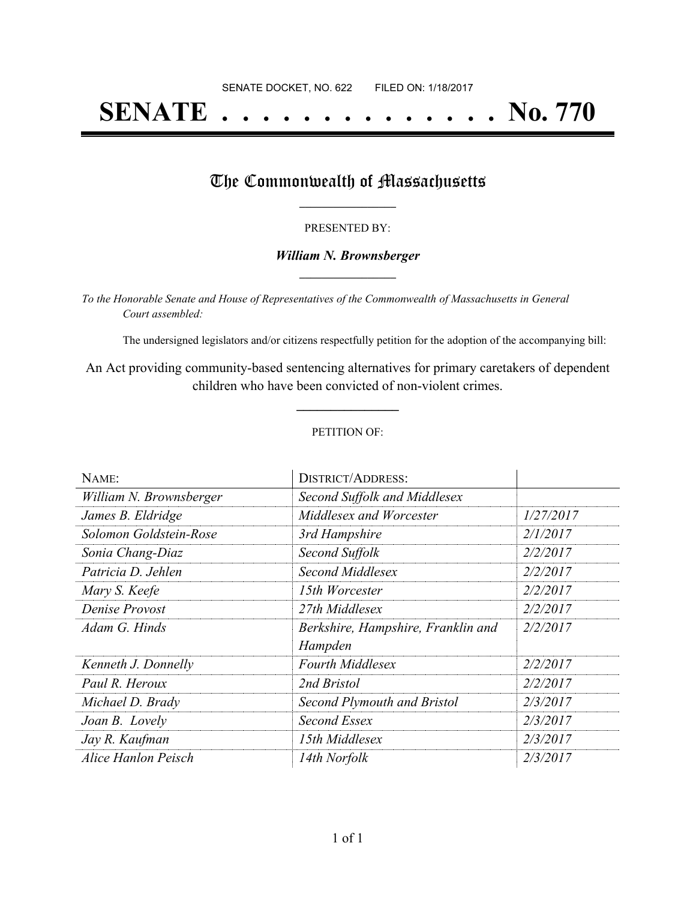SENATE DOCKET, NO. 622        FILED ON: 1/18/2017

# SENATE . . . . . . . . . . . . . . No. 770

## The Commonwealth of Massachusetts

PRESENTED BY:

***William N. Brownsberger***

*To the Honorable Senate and House of Representatives of the Commonwealth of Massachusetts in General Court assembled:*

The undersigned legislators and/or citizens respectfully petition for the adoption of the accompanying bill:

An Act providing community-based sentencing alternatives for primary caretakers of dependent children who have been convicted of non-violent crimes.

PETITION OF:

| NAME: | DISTRICT/ADDRESS: | |
|---|---|---|
| *William N. Brownsberger* | *Second Suffolk and Middlesex* | |
| *James B. Eldridge* | *Middlesex and Worcester* | *1/27/2017* |
| *Solomon Goldstein-Rose* | *3rd Hampshire* | *2/1/2017* |
| *Sonia Chang-Diaz* | *Second Suffolk* | *2/2/2017* |
| *Patricia D. Jehlen* | *Second Middlesex* | *2/2/2017* |
| *Mary S. Keefe* | *15th Worcester* | *2/2/2017* |
| *Denise Provost* | *27th Middlesex* | *2/2/2017* |
| *Adam G. Hinds* | *Berkshire, Hampshire, Franklin and Hampden* | *2/2/2017* |
| *Kenneth J. Donnelly* | *Fourth Middlesex* | *2/2/2017* |
| *Paul R. Heroux* | *2nd Bristol* | *2/2/2017* |
| *Michael D. Brady* | *Second Plymouth and Bristol* | *2/3/2017* |
| *Joan B. Lovely* | *Second Essex* | *2/3/2017* |
| *Jay R. Kaufman* | *15th Middlesex* | *2/3/2017* |
| *Alice Hanlon Peisch* | *14th Norfolk* | *2/3/2017* |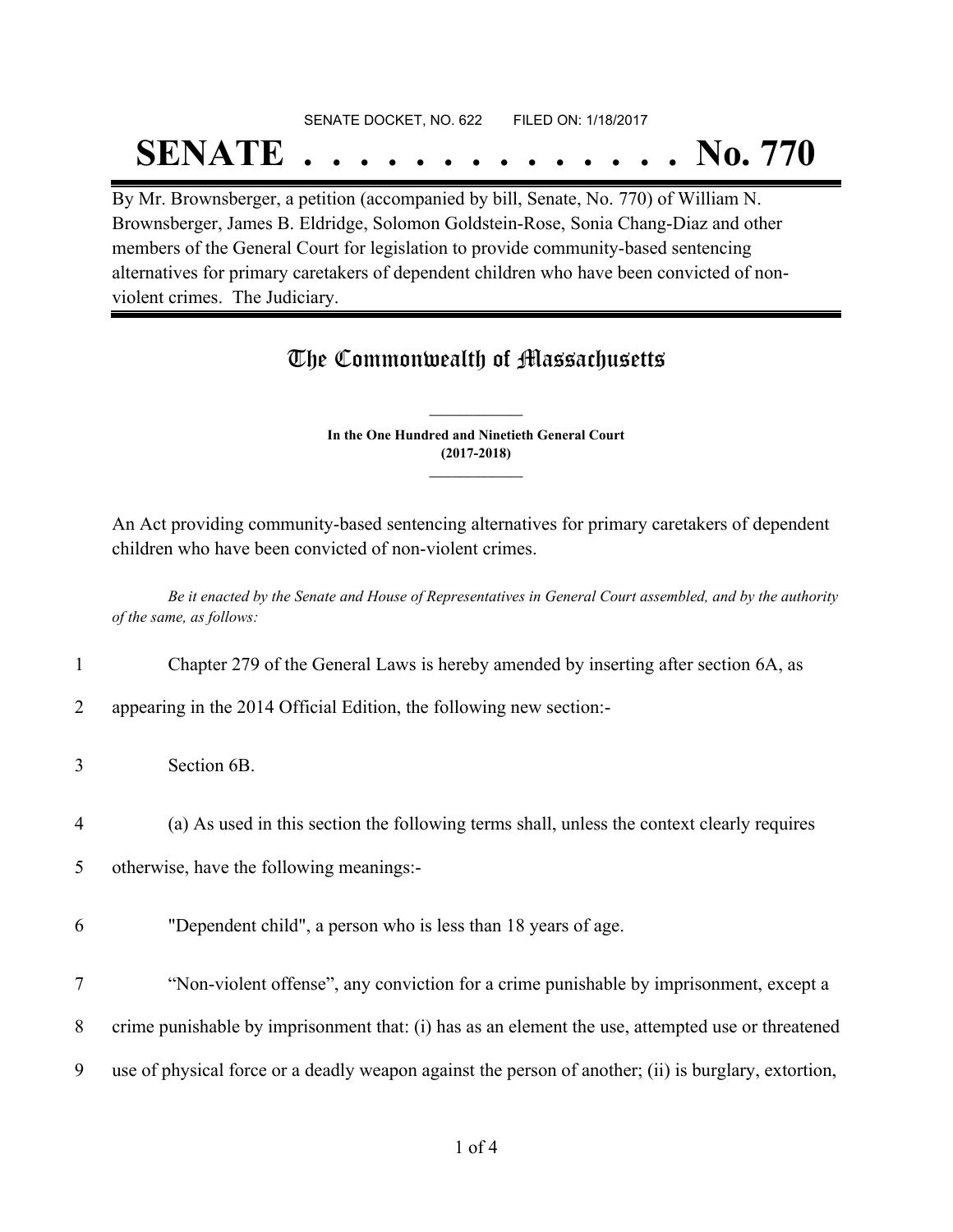SENATE DOCKET, NO. 622        FILED ON: 1/18/2017

# SENATE . . . . . . . . . . . . . . No. 770

By Mr. Brownsberger, a petition (accompanied by bill, Senate, No. 770) of William N. Brownsberger, James B. Eldridge, Solomon Goldstein-Rose, Sonia Chang-Diaz and other members of the General Court for legislation to provide community-based sentencing alternatives for primary caretakers of dependent children who have been convicted of non-violent crimes. The Judiciary.

## The Commonwealth of Massachusetts

**In the One Hundred and Ninetieth General Court (2017-2018)**

An Act providing community-based sentencing alternatives for primary caretakers of dependent children who have been convicted of non-violent crimes.

*Be it enacted by the Senate and House of Representatives in General Court assembled, and by the authority of the same, as follows:*

1 Chapter 279 of the General Laws is hereby amended by inserting after section 6A, as
2 appearing in the 2014 Official Edition, the following new section:-

3 Section 6B.

4 (a) As used in this section the following terms shall, unless the context clearly requires
5 otherwise, have the following meanings:-

6 "Dependent child", a person who is less than 18 years of age.

7 "Non-violent offense", any conviction for a crime punishable by imprisonment, except a
8 crime punishable by imprisonment that: (i) has as an element the use, attempted use or threatened
9 use of physical force or a deadly weapon against the person of another; (ii) is burglary, extortion,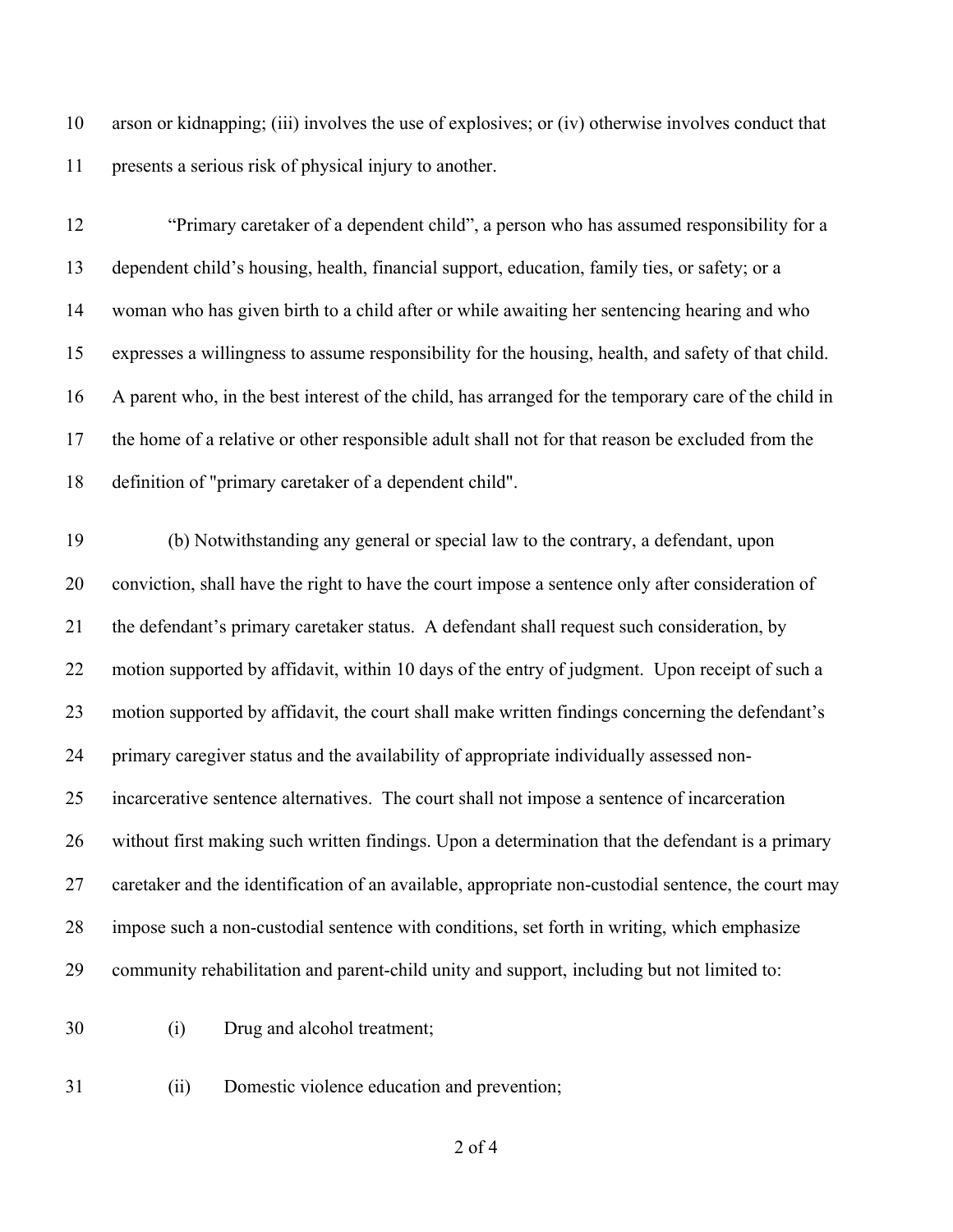arson or kidnapping; (iii) involves the use of explosives; or (iv) otherwise involves conduct that presents a serious risk of physical injury to another.

"Primary caretaker of a dependent child", a person who has assumed responsibility for a dependent child's housing, health, financial support, education, family ties, or safety; or a woman who has given birth to a child after or while awaiting her sentencing hearing and who expresses a willingness to assume responsibility for the housing, health, and safety of that child. A parent who, in the best interest of the child, has arranged for the temporary care of the child in the home of a relative or other responsible adult shall not for that reason be excluded from the definition of "primary caretaker of a dependent child".

(b) Notwithstanding any general or special law to the contrary, a defendant, upon conviction, shall have the right to have the court impose a sentence only after consideration of the defendant's primary caretaker status. A defendant shall request such consideration, by motion supported by affidavit, within 10 days of the entry of judgment. Upon receipt of such a motion supported by affidavit, the court shall make written findings concerning the defendant's primary caregiver status and the availability of appropriate individually assessed non-incarcerative sentence alternatives. The court shall not impose a sentence of incarceration without first making such written findings. Upon a determination that the defendant is a primary caretaker and the identification of an available, appropriate non-custodial sentence, the court may impose such a non-custodial sentence with conditions, set forth in writing, which emphasize community rehabilitation and parent-child unity and support, including but not limited to:

(i) Drug and alcohol treatment;

(ii) Domestic violence education and prevention;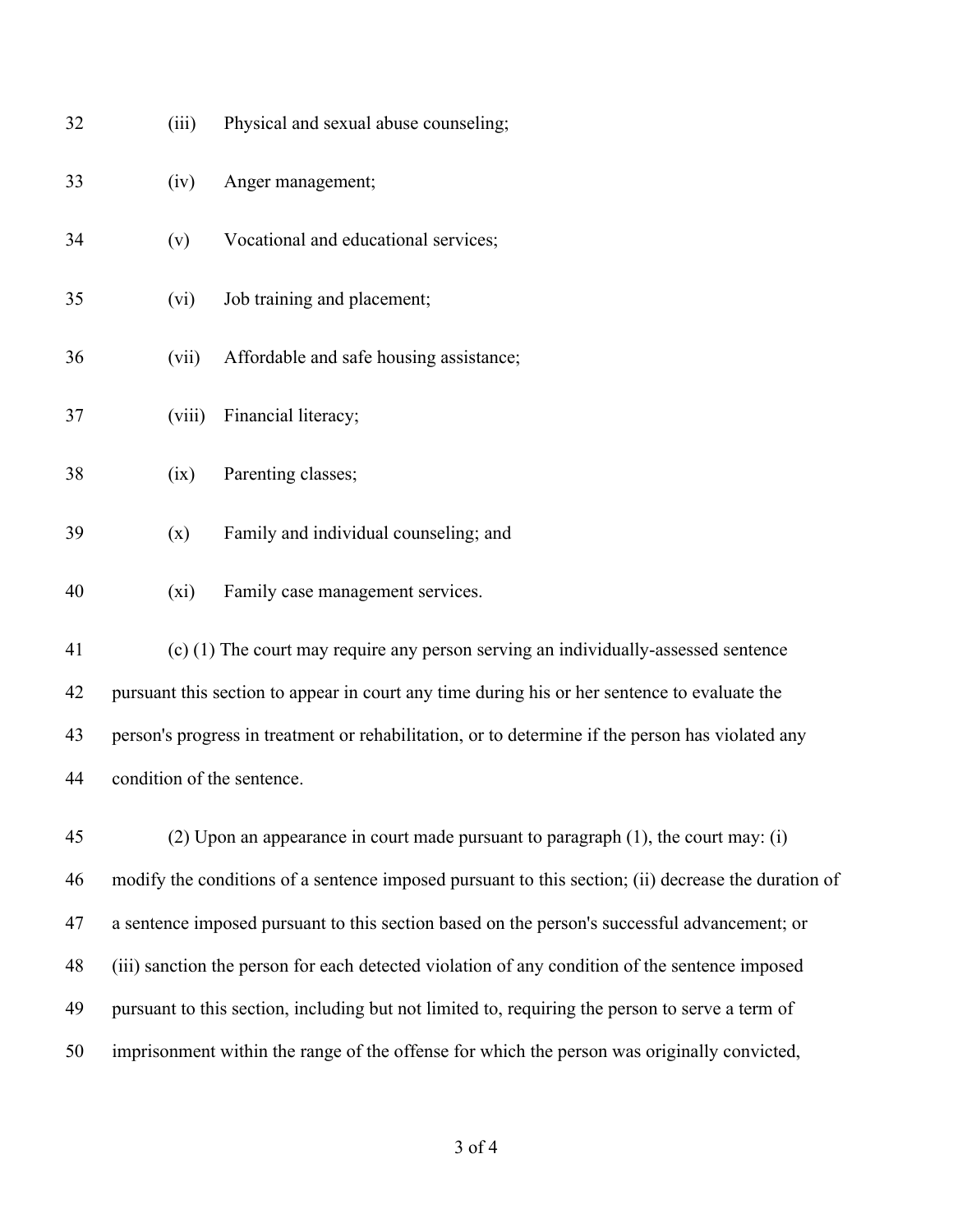(iii) Physical and sexual abuse counseling;

(iv) Anger management;

(v) Vocational and educational services;

(vi) Job training and placement;

(vii) Affordable and safe housing assistance;

(viii) Financial literacy;

(ix) Parenting classes;

(x) Family and individual counseling; and

(xi) Family case management services.

(c) (1) The court may require any person serving an individually-assessed sentence pursuant this section to appear in court any time during his or her sentence to evaluate the person's progress in treatment or rehabilitation, or to determine if the person has violated any condition of the sentence.

(2) Upon an appearance in court made pursuant to paragraph (1), the court may: (i) modify the conditions of a sentence imposed pursuant to this section; (ii) decrease the duration of a sentence imposed pursuant to this section based on the person's successful advancement; or (iii) sanction the person for each detected violation of any condition of the sentence imposed pursuant to this section, including but not limited to, requiring the person to serve a term of imprisonment within the range of the offense for which the person was originally convicted,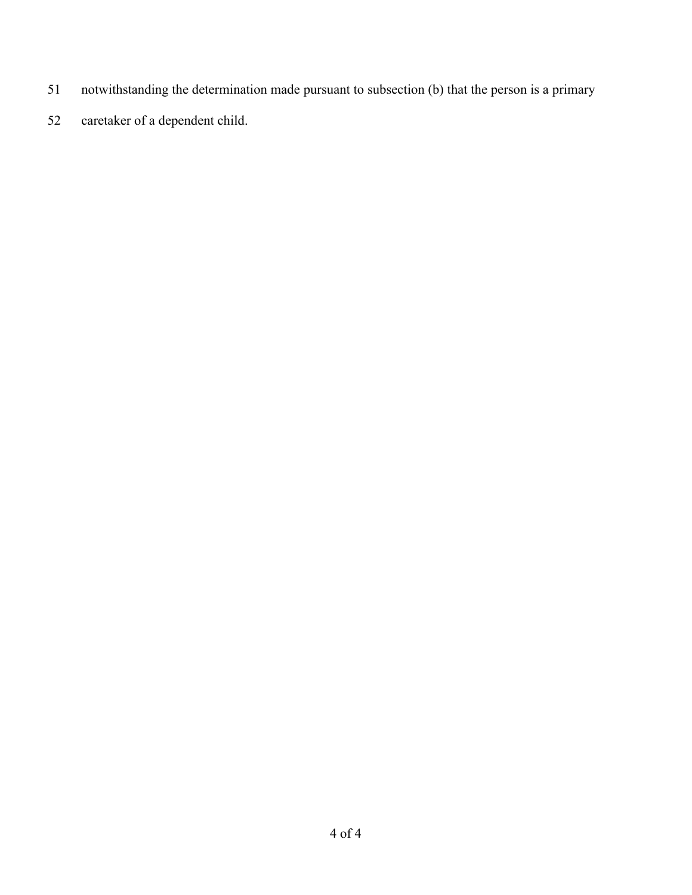51 notwithstanding the determination made pursuant to subsection (b) that the person is a primary

52 caretaker of a dependent child.